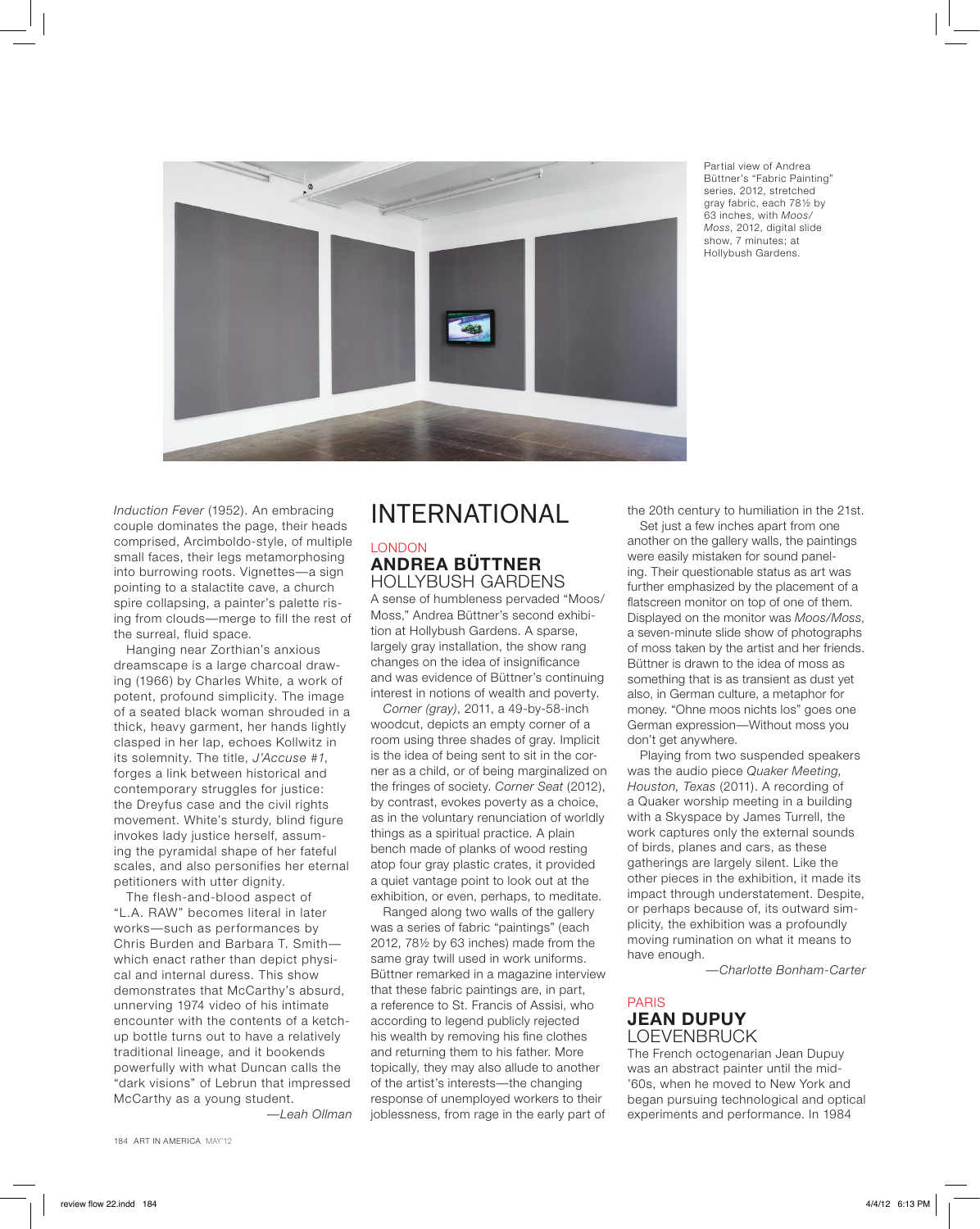Partial view of Andrea Büttner's "Fabric Painting" series, 2012, stretched gray fabric, each 78½ by 63 inches, with *Moos/Moss*, 2012, digital slide show, 7 minutes; at Hollybush Gardens.

*Induction Fever* (1952). An embracing couple dominates the page, their heads comprised, Arcimboldo-style, of multiple small faces, their legs metamorphosing into burrowing roots. Vignettes—a sign pointing to a stalactite cave, a church spire collapsing, a painter's palette rising from clouds—merge to fill the rest of the surreal, fluid space.

Hanging near Zorthian's anxious dreamscape is a large charcoal drawing (1966) by Charles White, a work of potent, profound simplicity. The image of a seated black woman shrouded in a thick, heavy garment, her hands lightly clasped in her lap, echoes Kollwitz in its solemnity. The title, *J'Accuse #1*, forges a link between historical and contemporary struggles for justice: the Dreyfus case and the civil rights movement. White's sturdy, blind figure invokes lady justice herself, assuming the pyramidal shape of her fateful scales, and also personifies her eternal petitioners with utter dignity.

The flesh-and-blood aspect of "L.A. RAW" becomes literal in later works—such as performances by Chris Burden and Barbara T. Smith—which enact rather than depict physical and internal duress. This show demonstrates that McCarthy's absurd, unnerving 1974 video of his intimate encounter with the contents of a ketchup bottle turns out to have a relatively traditional lineage, and it bookends powerfully with what Duncan calls the "dark visions" of Lebrun that impressed McCarthy as a young student.

*—Leah Ollman*

# INTERNATIONAL

LONDON
## ANDREA BÜTTNER
### HOLLYBUSH GARDENS

A sense of humbleness pervaded "Moos/Moss," Andrea Büttner's second exhibition at Hollybush Gardens. A sparse, largely gray installation, the show rang changes on the idea of insignificance and was evidence of Büttner's continuing interest in notions of wealth and poverty.

*Corner (gray)*, 2011, a 49-by-58-inch woodcut, depicts an empty corner of a room using three shades of gray. Implicit is the idea of being sent to sit in the corner as a child, or of being marginalized on the fringes of society. *Corner Seat* (2012), by contrast, evokes poverty as a choice, as in the voluntary renunciation of worldly things as a spiritual practice. A plain bench made of planks of wood resting atop four gray plastic crates, it provided a quiet vantage point to look out at the exhibition, or even, perhaps, to meditate.

Ranged along two walls of the gallery was a series of fabric "paintings" (each 2012, 78½ by 63 inches) made from the same gray twill used in work uniforms. Büttner remarked in a magazine interview that these fabric paintings are, in part, a reference to St. Francis of Assisi, who according to legend publicly rejected his wealth by removing his fine clothes and returning them to his father. More topically, they may also allude to another of the artist's interests—the changing response of unemployed workers to their joblessness, from rage in the early part of the 20th century to humiliation in the 21st.

Set just a few inches apart from one another on the gallery walls, the paintings were easily mistaken for sound paneling. Their questionable status as art was further emphasized by the placement of a flatscreen monitor on top of one of them. Displayed on the monitor was *Moos/Moss*, a seven-minute slide show of photographs of moss taken by the artist and her friends. Büttner is drawn to the idea of moss as something that is as transient as dust yet also, in German culture, a metaphor for money. "Ohne moos nichts los" goes one German expression—Without moss you don't get anywhere.

Playing from two suspended speakers was the audio piece *Quaker Meeting, Houston, Texas* (2011). A recording of a Quaker worship meeting in a building with a Skyspace by James Turrell, the work captures only the external sounds of birds, planes and cars, as these gatherings are largely silent. Like the other pieces in the exhibition, it made its impact through understatement. Despite, or perhaps because of, its outward simplicity, the exhibition was a profoundly moving rumination on what it means to have enough.

*—Charlotte Bonham-Carter*

PARIS
## JEAN DUPUY
### LOEVENBRUCK

The French octogenarian Jean Dupuy was an abstract painter until the mid-'60s, when he moved to New York and began pursuing technological and optical experiments and performance. In 1984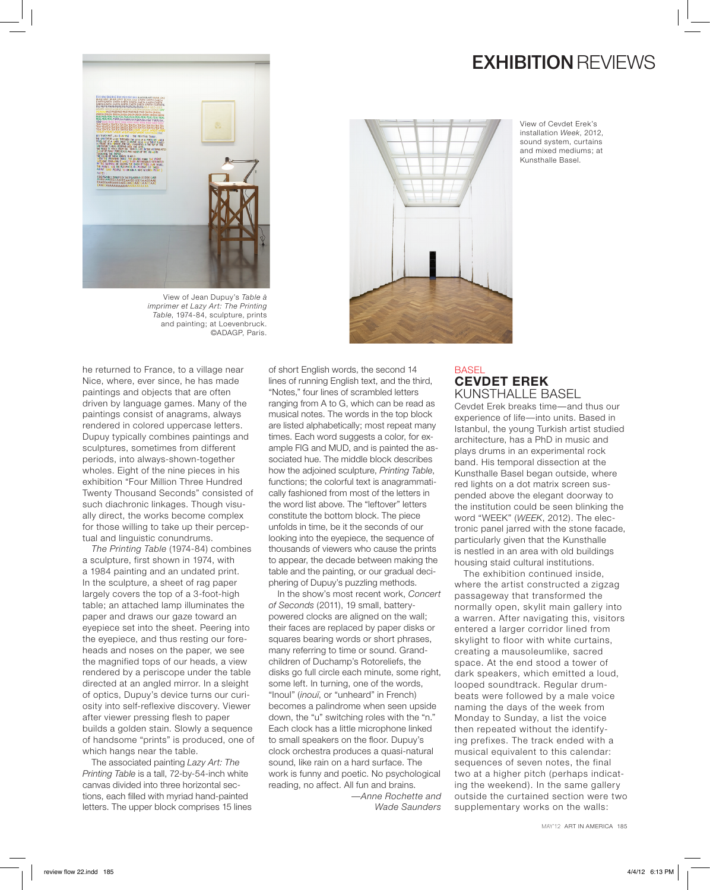# EXHIBITION REVIEWS

View of Jean Dupuy's *Table à imprimer et Lazy Art: The Printing Table*, 1974-84, sculpture, prints and painting; at Loevenbruck. ©ADAGP, Paris.

View of Cevdet Erek's installation *Week*, 2012, sound system, curtains and mixed mediums; at Kunsthalle Basel.

he returned to France, to a village near Nice, where, ever since, he has made paintings and objects that are often driven by language games. Many of the paintings consist of anagrams, always rendered in colored uppercase letters. Dupuy typically combines paintings and sculptures, sometimes from different periods, into always-shown-together wholes. Eight of the nine pieces in his exhibition "Four Million Three Hundred Twenty Thousand Seconds" consisted of such diachronic linkages. Though visually direct, the works become complex for those willing to take up their perceptual and linguistic conundrums.

*The Printing Table* (1974-84) combines a sculpture, first shown in 1974, with a 1984 painting and an undated print. In the sculpture, a sheet of rag paper largely covers the top of a 3-foot-high table; an attached lamp illuminates the paper and draws our gaze toward an eyepiece set into the sheet. Peering into the eyepiece, and thus resting our foreheads and noses on the paper, we see the magnified tops of our heads, a view rendered by a periscope under the table directed at an angled mirror. In a sleight of optics, Dupuy's device turns our curiosity into self-reflexive discovery. Viewer after viewer pressing flesh to paper builds a golden stain. Slowly a sequence of handsome "prints" is produced, one of which hangs near the table.

The associated painting *Lazy Art: The Printing Table* is a tall, 72-by-54-inch white canvas divided into three horizontal sections, each filled with myriad hand-painted letters. The upper block comprises 15 lines of short English words, the second 14 lines of running English text, and the third, "Notes," four lines of scrambled letters ranging from A to G, which can be read as musical notes. The words in the top block are listed alphabetically; most repeat many times. Each word suggests a color, for example FIG and MUD, and is painted the associated hue. The middle block describes how the adjoined sculpture, *Printing Table*, functions; the colorful text is anagrammatically fashioned from most of the letters in the word list above. The "leftover" letters constitute the bottom block. The piece unfolds in time, be it the seconds of our looking into the eyepiece, the sequence of thousands of viewers who cause the prints to appear, the decade between making the table and the painting, or our gradual deciphering of Dupuy's puzzling methods.

In the show's most recent work, *Concert of Seconds* (2011), 19 small, battery-powered clocks are aligned on the wall; their faces are replaced by paper disks or squares bearing words or short phrases, many referring to time or sound. Grandchildren of Duchamp's Rotoreliefs, the disks go full circle each minute, some right, some left. In turning, one of the words, "Inoui" (*inouï*, or "unheard" in French) becomes a palindrome when seen upside down, the "u" switching roles with the "n." Each clock has a little microphone linked to small speakers on the floor. Dupuy's clock orchestra produces a quasi-natural sound, like rain on a hard surface. The work is funny and poetic. No psychological reading, no affect. All fun and brains.

—*Anne Rochette and Wade Saunders*

BASEL
## CEVDET EREK
KUNSTHALLE BASEL

Cevdet Erek breaks time—and thus our experience of life—into units. Based in Istanbul, the young Turkish artist studied architecture, has a PhD in music and plays drums in an experimental rock band. His temporal dissection at the Kunsthalle Basel began outside, where red lights on a dot matrix screen suspended above the elegant doorway to the institution could be seen blinking the word "WEEK" (*WEEK*, 2012). The electronic panel jarred with the stone facade, particularly given that the Kunsthalle is nestled in an area with old buildings housing staid cultural institutions.

The exhibition continued inside, where the artist constructed a zigzag passageway that transformed the normally open, skylit main gallery into a warren. After navigating this, visitors entered a larger corridor lined from skylight to floor with white curtains, creating a mausoleumlike, secluded space. At the end stood a tower of dark speakers, which emitted a loud, looped soundtrack. Regular drumbeats were followed by a male voice naming the days of the week from Monday to Sunday, a list the voice then repeated without the identifying prefixes. The track ended with a musical equivalent to this calendar: sequences of seven notes, the final two at a higher pitch (perhaps indicating the weekend). In the same gallery outside the curtained section were two supplementary works on the walls: